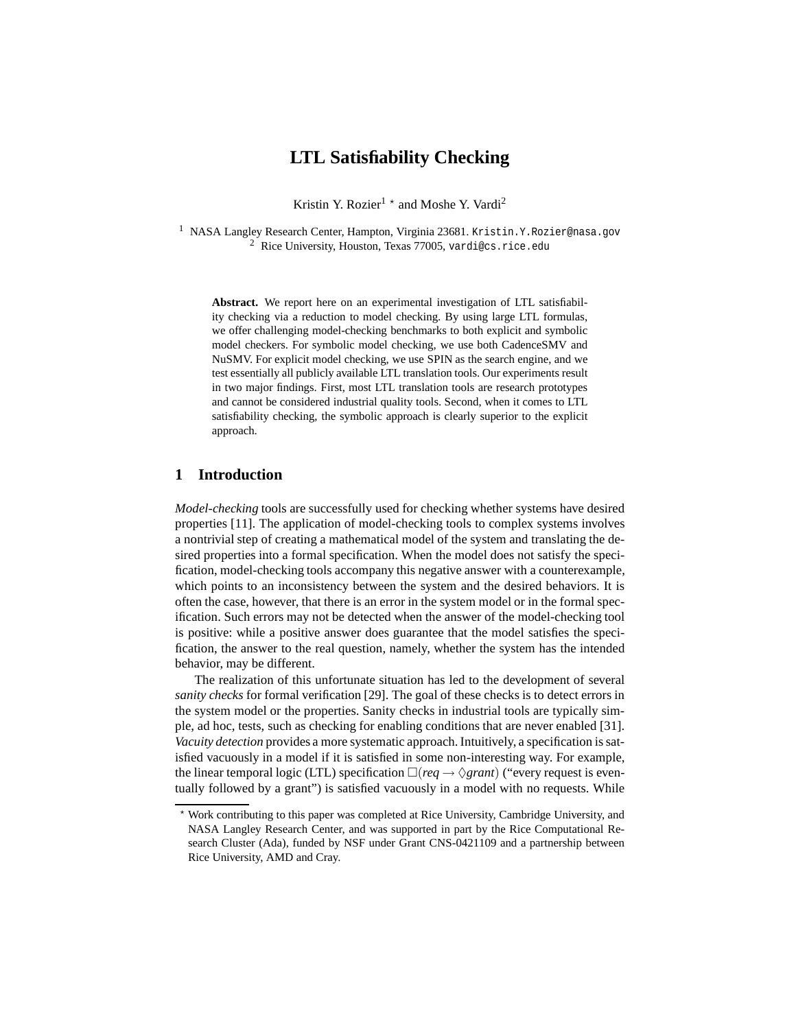# LTL Satisfiability Checking

Kristin Y. Rozier[1] * and Moshe Y. Vardi[2]

[1] NASA Langley Research Center, Hampton, Virginia 23681. Kristin.Y.Rozier@nasa.gov
[2] Rice University, Houston, Texas 77005, vardi@cs.rice.edu

**Abstract.** We report here on an experimental investigation of LTL satisfiability checking via a reduction to model checking. By using large LTL formulas, we offer challenging model-checking benchmarks to both explicit and symbolic model checkers. For symbolic model checking, we use both CadenceSMV and NuSMV. For explicit model checking, we use SPIN as the search engine, and we test essentially all publicly available LTL translation tools. Our experiments result in two major findings. First, most LTL translation tools are research prototypes and cannot be considered industrial quality tools. Second, when it comes to LTL satisfiability checking, the symbolic approach is clearly superior to the explicit approach.

## 1 Introduction

*Model-checking* tools are successfully used for checking whether systems have desired properties [11]. The application of model-checking tools to complex systems involves a nontrivial step of creating a mathematical model of the system and translating the desired properties into a formal specification. When the model does not satisfy the specification, model-checking tools accompany this negative answer with a counterexample, which points to an inconsistency between the system and the desired behaviors. It is often the case, however, that there is an error in the system model or in the formal specification. Such errors may not be detected when the answer of the model-checking tool is positive: while a positive answer does guarantee that the model satisfies the specification, the answer to the real question, namely, whether the system has the intended behavior, may be different.

The realization of this unfortunate situation has led to the development of several *sanity checks* for formal verification [29]. The goal of these checks is to detect errors in the system model or the properties. Sanity checks in industrial tools are typically simple, ad hoc, tests, such as checking for enabling conditions that are never enabled [31]. *Vacuity detection* provides a more systematic approach. Intuitively, a specification is satisfied vacuously in a model if it is satisfied in some non-interesting way. For example, the linear temporal logic (LTL) specification $\Box(req \rightarrow \Diamond grant)$ ("every request is eventually followed by a grant") is satisfied vacuously in a model with no requests. While

* Work contributing to this paper was completed at Rice University, Cambridge University, and NASA Langley Research Center, and was supported in part by the Rice Computational Research Cluster (Ada), funded by NSF under Grant CNS-0421109 and a partnership between Rice University, AMD and Cray.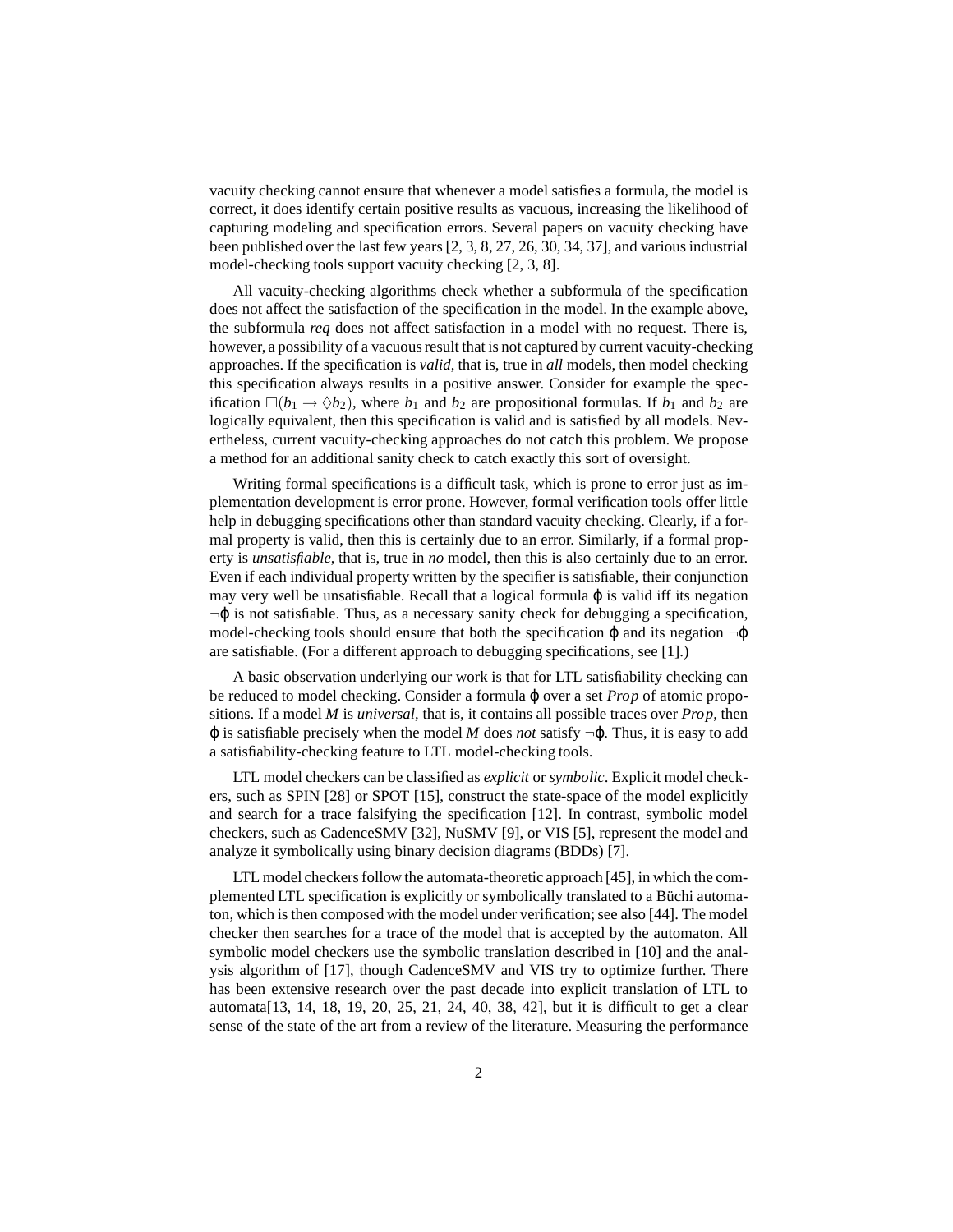vacuity checking cannot ensure that whenever a model satisfies a formula, the model is correct, it does identify certain positive results as vacuous, increasing the likelihood of capturing modeling and specification errors. Several papers on vacuity checking have been published over the last few years [2, 3, 8, 27, 26, 30, 34, 37], and various industrial model-checking tools support vacuity checking [2, 3, 8].

All vacuity-checking algorithms check whether a subformula of the specification does not affect the satisfaction of the specification in the model. In the example above, the subformula *req* does not affect satisfaction in a model with no request. There is, however, a possibility of a vacuous result that is not captured by current vacuity-checking approaches. If the specification is *valid*, that is, true in *all* models, then model checking this specification always results in a positive answer. Consider for example the specification $\Box(b_1 \rightarrow \Diamond b_2)$, where $b_1$ and $b_2$ are propositional formulas. If $b_1$ and $b_2$ are logically equivalent, then this specification is valid and is satisfied by all models. Nevertheless, current vacuity-checking approaches do not catch this problem. We propose a method for an additional sanity check to catch exactly this sort of oversight.

Writing formal specifications is a difficult task, which is prone to error just as implementation development is error prone. However, formal verification tools offer little help in debugging specifications other than standard vacuity checking. Clearly, if a formal property is valid, then this is certainly due to an error. Similarly, if a formal property is *unsatisfiable*, that is, true in *no* model, then this is also certainly due to an error. Even if each individual property written by the specifier is satisfiable, their conjunction may very well be unsatisfiable. Recall that a logical formula $\varphi$ is valid iff its negation $\neg\varphi$ is not satisfiable. Thus, as a necessary sanity check for debugging a specification, model-checking tools should ensure that both the specification $\varphi$ and its negation $\neg\varphi$ are satisfiable. (For a different approach to debugging specifications, see [1].)

A basic observation underlying our work is that for LTL satisfiability checking can be reduced to model checking. Consider a formula $\varphi$ over a set *Prop* of atomic propositions. If a model $M$ is *universal*, that is, it contains all possible traces over *Prop*, then $\varphi$ is satisfiable precisely when the model $M$ does *not* satisfy $\neg\varphi$. Thus, it is easy to add a satisfiability-checking feature to LTL model-checking tools.

LTL model checkers can be classified as *explicit* or *symbolic*. Explicit model checkers, such as SPIN [28] or SPOT [15], construct the state-space of the model explicitly and search for a trace falsifying the specification [12]. In contrast, symbolic model checkers, such as CadenceSMV [32], NuSMV [9], or VIS [5], represent the model and analyze it symbolically using binary decision diagrams (BDDs) [7].

LTL model checkers follow the automata-theoretic approach [45], in which the complemented LTL specification is explicitly or symbolically translated to a Büchi automaton, which is then composed with the model under verification; see also [44]. The model checker then searches for a trace of the model that is accepted by the automaton. All symbolic model checkers use the symbolic translation described in [10] and the analysis algorithm of [17], though CadenceSMV and VIS try to optimize further. There has been extensive research over the past decade into explicit translation of LTL to automata[13, 14, 18, 19, 20, 25, 21, 24, 40, 38, 42], but it is difficult to get a clear sense of the state of the art from a review of the literature. Measuring the performance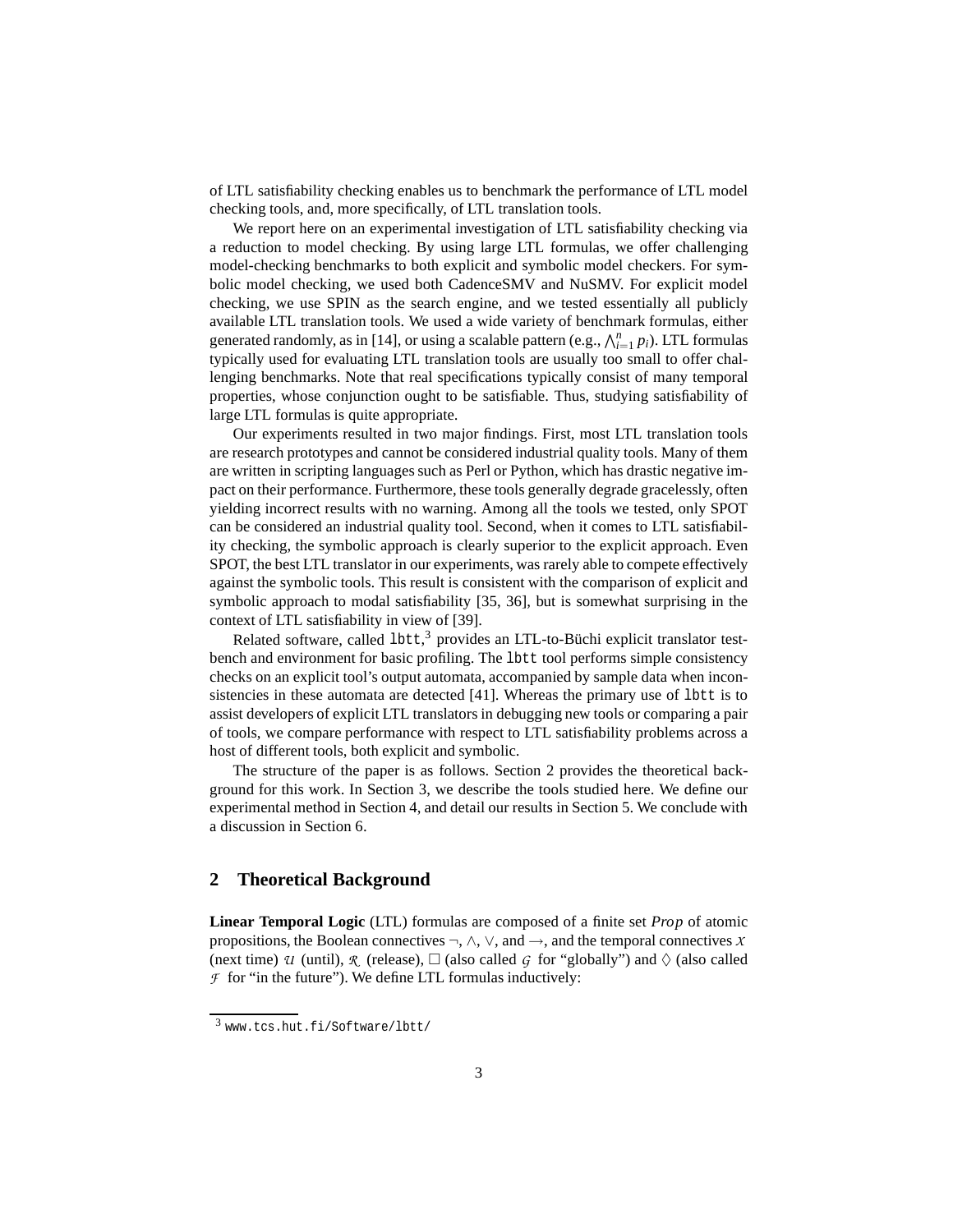of LTL satisfiability checking enables us to benchmark the performance of LTL model checking tools, and, more specifically, of LTL translation tools.

We report here on an experimental investigation of LTL satisfiability checking via a reduction to model checking. By using large LTL formulas, we offer challenging model-checking benchmarks to both explicit and symbolic model checkers. For symbolic model checking, we used both CadenceSMV and NuSMV. For explicit model checking, we use SPIN as the search engine, and we tested essentially all publicly available LTL translation tools. We used a wide variety of benchmark formulas, either generated randomly, as in [14], or using a scalable pattern (e.g., $\bigwedge_{i=1}^{n} p_i$). LTL formulas typically used for evaluating LTL translation tools are usually too small to offer challenging benchmarks. Note that real specifications typically consist of many temporal properties, whose conjunction ought to be satisfiable. Thus, studying satisfiability of large LTL formulas is quite appropriate.

Our experiments resulted in two major findings. First, most LTL translation tools are research prototypes and cannot be considered industrial quality tools. Many of them are written in scripting languages such as Perl or Python, which has drastic negative impact on their performance. Furthermore, these tools generally degrade gracelessly, often yielding incorrect results with no warning. Among all the tools we tested, only SPOT can be considered an industrial quality tool. Second, when it comes to LTL satisfiability checking, the symbolic approach is clearly superior to the explicit approach. Even SPOT, the best LTL translator in our experiments, was rarely able to compete effectively against the symbolic tools. This result is consistent with the comparison of explicit and symbolic approach to modal satisfiability [35, 36], but is somewhat surprising in the context of LTL satisfiability in view of [39].

Related software, called `lbtt`,[3] provides an LTL-to-Büchi explicit translator testbench and environment for basic profiling. The `lbtt` tool performs simple consistency checks on an explicit tool's output automata, accompanied by sample data when inconsistencies in these automata are detected [41]. Whereas the primary use of `lbtt` is to assist developers of explicit LTL translators in debugging new tools or comparing a pair of tools, we compare performance with respect to LTL satisfiability problems across a host of different tools, both explicit and symbolic.

The structure of the paper is as follows. Section 2 provides the theoretical background for this work. In Section 3, we describe the tools studied here. We define our experimental method in Section 4, and detail our results in Section 5. We conclude with a discussion in Section 6.

## 2 Theoretical Background

**Linear Temporal Logic** (LTL) formulas are composed of a finite set *Prop* of atomic propositions, the Boolean connectives $\neg$, $\wedge$, $\vee$, and $\rightarrow$, and the temporal connectives $\mathcal{X}$ (next time) $\mathcal{U}$ (until), $\mathcal{R}$ (release), $\Box$ (also called $\mathcal{G}$ for "globally") and $\Diamond$ (also called $\mathcal{F}$ for "in the future"). We define LTL formulas inductively:

[3] www.tcs.hut.fi/Software/lbtt/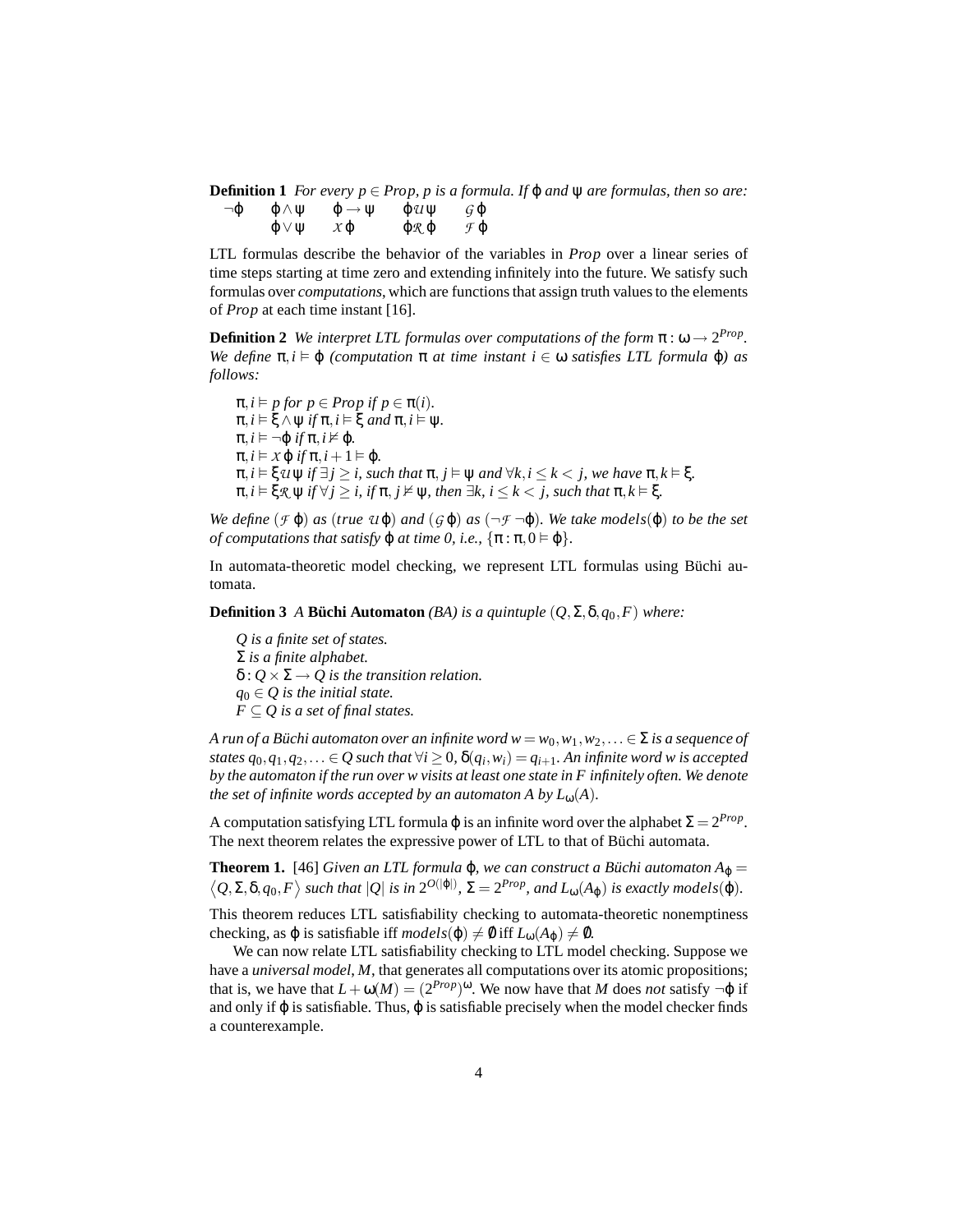**Definition 1** *For every $p \in Prop$, $p$ is a formula. If $\varphi$ and $\psi$ are formulas, then so are:*

$$\begin{array}{lllll} \neg\varphi & \varphi \wedge \psi & \varphi \rightarrow \psi & \varphi \,\mathcal{U}\, \psi & \mathcal{G}\,\varphi \\ & \varphi \vee \psi & \mathcal{X}\,\varphi & \varphi \,\mathcal{R}\, \varphi & \mathcal{F}\,\varphi \end{array}$$

LTL formulas describe the behavior of the variables in *Prop* over a linear series of time steps starting at time zero and extending infinitely into the future. We satisfy such formulas over *computations*, which are functions that assign truth values to the elements of *Prop* at each time instant [16].

**Definition 2** *We interpret LTL formulas over computations of the form $\pi : \omega \rightarrow 2^{Prop}$. We define $\pi, i \vDash \varphi$ (computation $\pi$ at time instant $i \in \omega$ satisfies LTL formula $\varphi$) as follows:*

- $\pi, i \vDash p$ *for* $p \in Prop$ *if* $p \in \pi(i)$.
- $\pi, i \vDash \xi \wedge \psi$ *if* $\pi, i \vDash \xi$ *and* $\pi, i \vDash \psi$.
- $\pi, i \vDash \neg\varphi$ *if* $\pi, i \nvDash \varphi$.
- $\pi, i \vDash \mathcal{X}\,\varphi$ *if* $\pi, i+1 \vDash \varphi$.
- $\pi, i \vDash \xi \,\mathcal{U}\, \psi$ *if* $\exists j \geq i$, *such that* $\pi, j \vDash \psi$ *and* $\forall k, i \leq k < j$, *we have* $\pi, k \vDash \xi$.
- $\pi, i \vDash \xi \,\mathcal{R}\, \psi$ *if* $\forall j \geq i$, *if* $\pi, j \nvDash \psi$, *then* $\exists k, i \leq k < j$, *such that* $\pi, k \vDash \xi$.

*We define* $(\mathcal{F}\,\varphi)$ *as* $(true\ \mathcal{U}\,\varphi)$ *and* $(\mathcal{G}\,\varphi)$ *as* $(\neg\mathcal{F}\,\neg\varphi)$. *We take* $models(\varphi)$ *to be the set of computations that satisfy* $\varphi$ *at time 0, i.e.,* $\{\pi : \pi, 0 \vDash \varphi\}$.

In automata-theoretic model checking, we represent LTL formulas using Büchi automata.

**Definition 3** *A* **Büchi Automaton** *(BA) is a quintuple* $(Q, \Sigma, \delta, q_0, F)$ *where:*

- *$Q$ is a finite set of states.*
- *$\Sigma$ is a finite alphabet.*
- *$\delta : Q \times \Sigma \rightarrow Q$ is the transition relation.*
- *$q_0 \in Q$ is the initial state.*
- *$F \subseteq Q$ is a set of final states.*

*A run of a Büchi automaton over an infinite word $w = w_0, w_1, w_2, \ldots \in \Sigma$ is a sequence of states $q_0, q_1, q_2, \ldots \in Q$ such that $\forall i \geq 0$, $\delta(q_i, w_i) = q_{i+1}$. An infinite word $w$ is accepted by the automaton if the run over $w$ visits at least one state in $F$ infinitely often. We denote the set of infinite words accepted by an automaton $A$ by $L_\omega(A)$.*

A computation satisfying LTL formula $\varphi$ is an infinite word over the alphabet $\Sigma = 2^{Prop}$. The next theorem relates the expressive power of LTL to that of Büchi automata.

**Theorem 1.** [46] *Given an LTL formula $\varphi$, we can construct a Büchi automaton $A_\varphi = \langle Q, \Sigma, \delta, q_0, F \rangle$ such that $|Q|$ is in $2^{O(|\varphi|)}$, $\Sigma = 2^{Prop}$, and $L_\omega(A_\varphi)$ is exactly $models(\varphi)$.*

This theorem reduces LTL satisfiability checking to automata-theoretic nonemptiness checking, as $\varphi$ is satisfiable iff $models(\varphi) \neq \emptyset$ iff $L_\omega(A_\varphi) \neq \emptyset$.

We can now relate LTL satisfiability checking to LTL model checking. Suppose we have a *universal model*, $M$, that generates all computations over its atomic propositions; that is, we have that $L + \omega(M) = (2^{Prop})^\omega$. We now have that $M$ does *not* satisfy $\neg\varphi$ if and only if $\varphi$ is satisfiable. Thus, $\varphi$ is satisfiable precisely when the model checker finds a counterexample.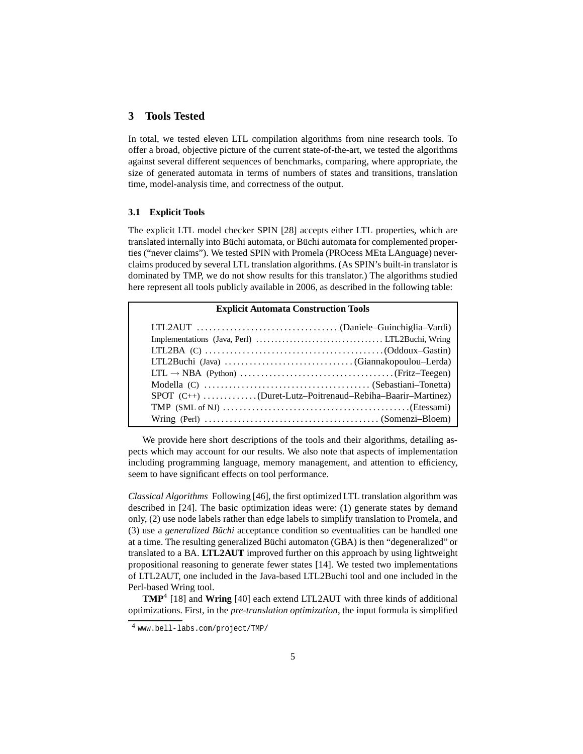## 3 Tools Tested

In total, we tested eleven LTL compilation algorithms from nine research tools. To offer a broad, objective picture of the current state-of-the-art, we tested the algorithms against several different sequences of benchmarks, comparing, where appropriate, the size of generated automata in terms of numbers of states and transitions, translation time, model-analysis time, and correctness of the output.

### 3.1 Explicit Tools

The explicit LTL model checker SPIN [28] accepts either LTL properties, which are translated internally into Büchi automata, or Büchi automata for complemented properties ("never claims"). We tested SPIN with Promela (PROcess MEta LAnguage) never-claims produced by several LTL translation algorithms. (As SPIN's built-in translator is dominated by TMP, we do not show results for this translator.) The algorithms studied here represent all tools publicly available in 2006, as described in the following table:

| Explicit Automata Construction Tools | |
|---|---|
| LTL2AUT | (Daniele–Guinchiglia–Vardi) |
| Implementations (Java, Perl) | LTL2Buchi, Wring |
| LTL2BA (C) | (Oddoux–Gastin) |
| LTL2Buchi (Java) | (Giannakopoulou–Lerda) |
| LTL $\rightarrow$ NBA (Python) | (Fritz–Teegen) |
| Modella (C) | (Sebastiani–Tonetta) |
| SPOT (C++) | (Duret-Lutz–Poitrenaud–Rebiha–Baarir–Martinez) |
| TMP (SML of NJ) | (Etessami) |
| Wring (Perl) | (Somenzi–Bloem) |

We provide here short descriptions of the tools and their algorithms, detailing aspects which may account for our results. We also note that aspects of implementation including programming language, memory management, and attention to efficiency, seem to have significant effects on tool performance.

*Classical Algorithms* Following [46], the first optimized LTL translation algorithm was described in [24]. The basic optimization ideas were: (1) generate states by demand only, (2) use node labels rather than edge labels to simplify translation to Promela, and (3) use a *generalized Büchi* acceptance condition so eventualities can be handled one at a time. The resulting generalized Büchi automaton (GBA) is then "degeneralized" or translated to a BA. **LTL2AUT** improved further on this approach by using lightweight propositional reasoning to generate fewer states [14]. We tested two implementations of LTL2AUT, one included in the Java-based LTL2Buchi tool and one included in the Perl-based Wring tool.

**TMP**[4] [18] and **Wring** [40] each extend LTL2AUT with three kinds of additional optimizations. First, in the *pre-translation optimization*, the input formula is simplified

[4] www.bell-labs.com/project/TMP/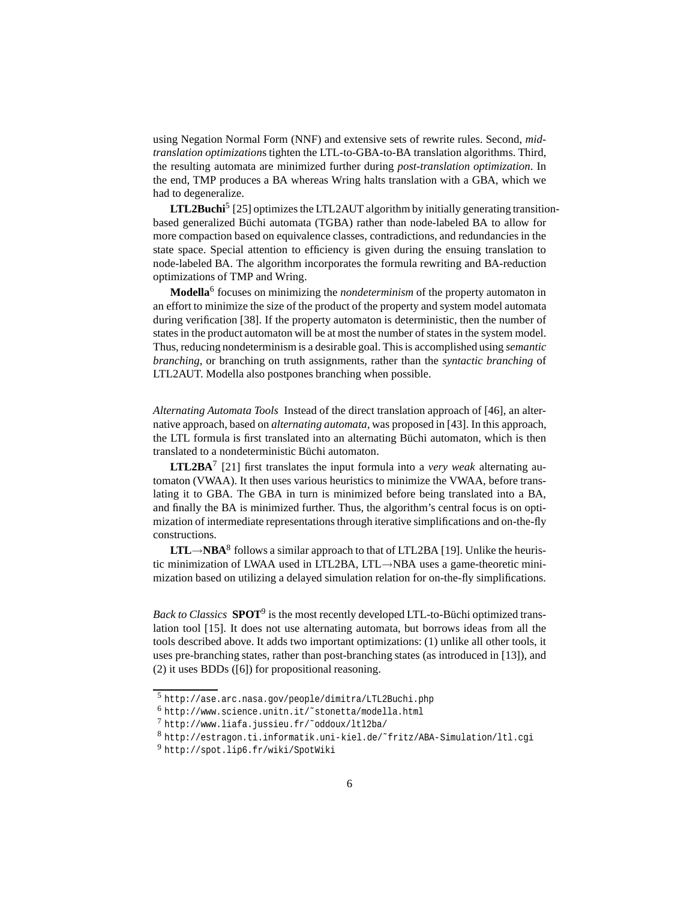using Negation Normal Form (NNF) and extensive sets of rewrite rules. Second, *mid-translation optimization*s tighten the LTL-to-GBA-to-BA translation algorithms. Third, the resulting automata are minimized further during *post-translation optimization*. In the end, TMP produces a BA whereas Wring halts translation with a GBA, which we had to degeneralize.

**LTL2Buchi**[5] [25] optimizes the LTL2AUT algorithm by initially generating transition-based generalized Büchi automata (TGBA) rather than node-labeled BA to allow for more compaction based on equivalence classes, contradictions, and redundancies in the state space. Special attention to efficiency is given during the ensuing translation to node-labeled BA. The algorithm incorporates the formula rewriting and BA-reduction optimizations of TMP and Wring.

**Modella**[6] focuses on minimizing the *nondeterminism* of the property automaton in an effort to minimize the size of the product of the property and system model automata during verification [38]. If the property automaton is deterministic, then the number of states in the product automaton will be at most the number of states in the system model. Thus, reducing nondeterminism is a desirable goal. This is accomplished using *semantic branching*, or branching on truth assignments, rather than the *syntactic branching* of LTL2AUT. Modella also postpones branching when possible.

*Alternating Automata Tools* Instead of the direct translation approach of [46], an alternative approach, based on *alternating automata*, was proposed in [43]. In this approach, the LTL formula is first translated into an alternating Büchi automaton, which is then translated to a nondeterministic Büchi automaton.

**LTL2BA**[7] [21] first translates the input formula into a *very weak* alternating automaton (VWAA). It then uses various heuristics to minimize the VWAA, before translating it to GBA. The GBA in turn is minimized before being translated into a BA, and finally the BA is minimized further. Thus, the algorithm's central focus is on optimization of intermediate representations through iterative simplifications and on-the-fly constructions.

**LTL→NBA**[8] follows a similar approach to that of LTL2BA [19]. Unlike the heuristic minimization of LWAA used in LTL2BA, LTL→NBA uses a game-theoretic minimization based on utilizing a delayed simulation relation for on-the-fly simplifications.

*Back to Classics* **SPOT**[9] is the most recently developed LTL-to-Büchi optimized translation tool [15]. It does not use alternating automata, but borrows ideas from all the tools described above. It adds two important optimizations: (1) unlike all other tools, it uses pre-branching states, rather than post-branching states (as introduced in [13]), and (2) it uses BDDs ([6]) for propositional reasoning.

[5] http://ase.arc.nasa.gov/people/dimitra/LTL2Buchi.php

[6] http://www.science.unitn.it/~stonetta/modella.html

[7] http://www.liafa.jussieu.fr/~oddoux/ltl2ba/

[8] http://estragon.ti.informatik.uni-kiel.de/~fritz/ABA-Simulation/ltl.cgi

[9] http://spot.lip6.fr/wiki/SpotWiki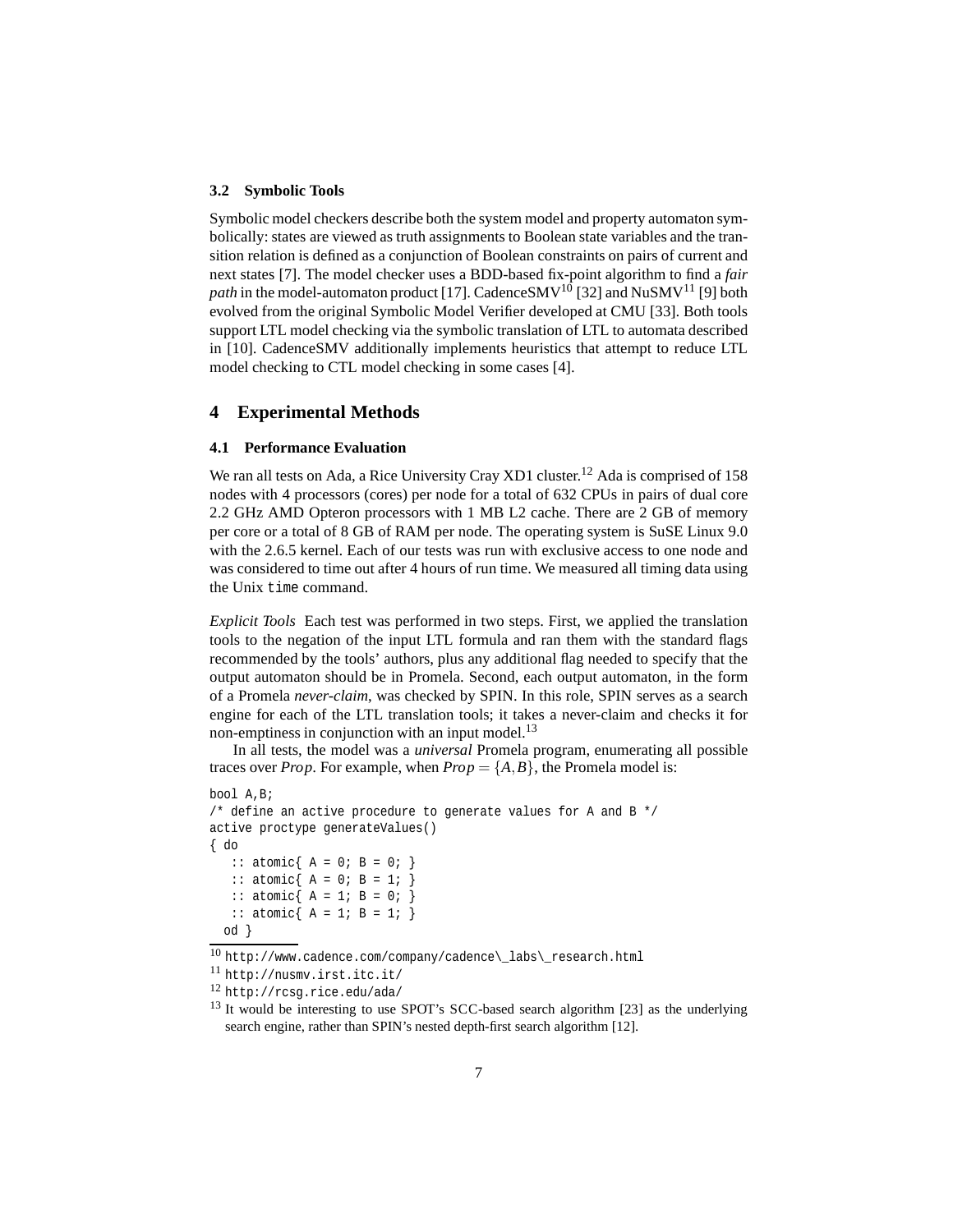### 3.2 Symbolic Tools

Symbolic model checkers describe both the system model and property automaton symbolically: states are viewed as truth assignments to Boolean state variables and the transition relation is defined as a conjunction of Boolean constraints on pairs of current and next states [7]. The model checker uses a BDD-based fix-point algorithm to find a *fair path* in the model-automaton product [17]. CadenceSMV[10] [32] and NuSMV[11] [9] both evolved from the original Symbolic Model Verifier developed at CMU [33]. Both tools support LTL model checking via the symbolic translation of LTL to automata described in [10]. CadenceSMV additionally implements heuristics that attempt to reduce LTL model checking to CTL model checking in some cases [4].

## 4 Experimental Methods

### 4.1 Performance Evaluation

We ran all tests on Ada, a Rice University Cray XD1 cluster.[12] Ada is comprised of 158 nodes with 4 processors (cores) per node for a total of 632 CPUs in pairs of dual core 2.2 GHz AMD Opteron processors with 1 MB L2 cache. There are 2 GB of memory per core or a total of 8 GB of RAM per node. The operating system is SuSE Linux 9.0 with the 2.6.5 kernel. Each of our tests was run with exclusive access to one node and was considered to time out after 4 hours of run time. We measured all timing data using the Unix `time` command.

*Explicit Tools* Each test was performed in two steps. First, we applied the translation tools to the negation of the input LTL formula and ran them with the standard flags recommended by the tools' authors, plus any additional flag needed to specify that the output automaton should be in Promela. Second, each output automaton, in the form of a Promela *never-claim*, was checked by SPIN. In this role, SPIN serves as a search engine for each of the LTL translation tools; it takes a never-claim and checks it for non-emptiness in conjunction with an input model.[13]

In all tests, the model was a *universal* Promela program, enumerating all possible traces over $Prop$. For example, when $Prop = \{A, B\}$, the Promela model is:

```
bool A,B;
/* define an active procedure to generate values for A and B */
active proctype generateValues()
{ do
   :: atomic{ A = 0; B = 0; }
   :: atomic{ A = 0; B = 1; }
   :: atomic{ A = 1; B = 0; }
   :: atomic{ A = 1; B = 1; }
  od }
```

[10] `http://www.cadence.com/company/cadence\_labs\_research.html`

[11] `http://nusmv.irst.itc.it/`

[12] `http://rcsg.rice.edu/ada/`

[13] It would be interesting to use SPOT's SCC-based search algorithm [23] as the underlying search engine, rather than SPIN's nested depth-first search algorithm [12].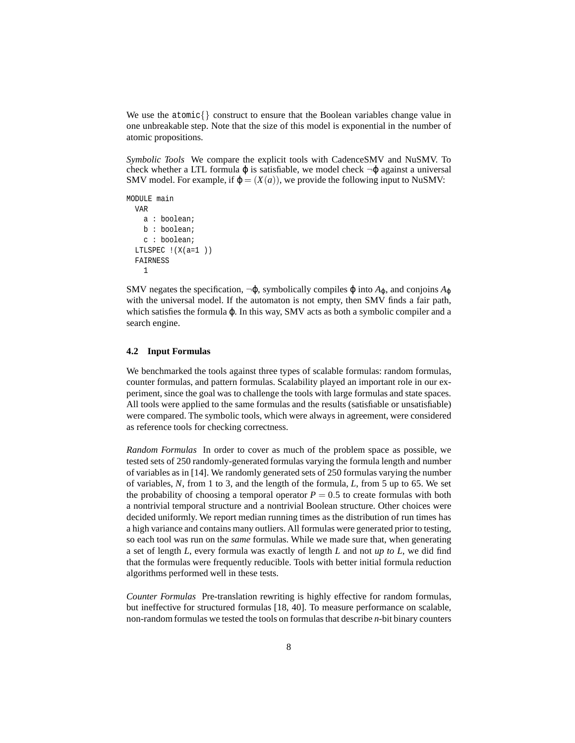We use the atomic{} construct to ensure that the Boolean variables change value in one unbreakable step. Note that the size of this model is exponential in the number of atomic propositions.

*Symbolic Tools* We compare the explicit tools with CadenceSMV and NuSMV. To check whether a LTL formula $\varphi$ is satisfiable, we model check $\neg\varphi$ against a universal SMV model. For example, if $\varphi = (X(a))$, we provide the following input to NuSMV:

```
MODULE main
  VAR
    a : boolean;
    b : boolean;
    c : boolean;
  LTLSPEC !(X(a=1 ))
  FAIRNESS
    1
```

SMV negates the specification, $\neg\varphi$, symbolically compiles $\varphi$ into $A_\varphi$, and conjoins $A_\varphi$ with the universal model. If the automaton is not empty, then SMV finds a fair path, which satisfies the formula $\varphi$. In this way, SMV acts as both a symbolic compiler and a search engine.

### 4.2 Input Formulas

We benchmarked the tools against three types of scalable formulas: random formulas, counter formulas, and pattern formulas. Scalability played an important role in our experiment, since the goal was to challenge the tools with large formulas and state spaces. All tools were applied to the same formulas and the results (satisfiable or unsatisfiable) were compared. The symbolic tools, which were always in agreement, were considered as reference tools for checking correctness.

*Random Formulas* In order to cover as much of the problem space as possible, we tested sets of 250 randomly-generated formulas varying the formula length and number of variables as in [14]. We randomly generated sets of 250 formulas varying the number of variables, $N$, from 1 to 3, and the length of the formula, $L$, from 5 up to 65. We set the probability of choosing a temporal operator $P = 0.5$ to create formulas with both a nontrivial temporal structure and a nontrivial Boolean structure. Other choices were decided uniformly. We report median running times as the distribution of run times has a high variance and contains many outliers. All formulas were generated prior to testing, so each tool was run on the *same* formulas. While we made sure that, when generating a set of length $L$, every formula was exactly of length $L$ and not *up to L*, we did find that the formulas were frequently reducible. Tools with better initial formula reduction algorithms performed well in these tests.

*Counter Formulas* Pre-translation rewriting is highly effective for random formulas, but ineffective for structured formulas [18, 40]. To measure performance on scalable, non-random formulas we tested the tools on formulas that describe $n$-bit binary counters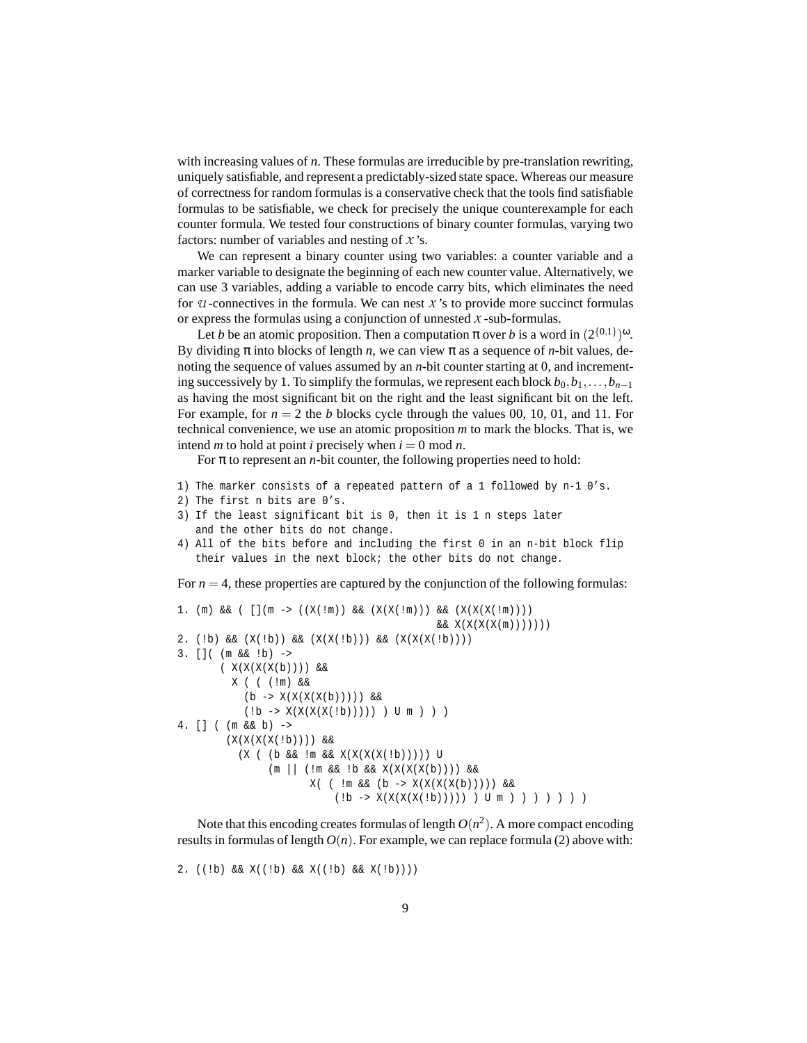with increasing values of $n$. These formulas are irreducible by pre-translation rewriting, uniquely satisfiable, and represent a predictably-sized state space. Whereas our measure of correctness for random formulas is a conservative check that the tools find satisfiable formulas to be satisfiable, we check for precisely the unique counterexample for each counter formula. We tested four constructions of binary counter formulas, varying two factors: number of variables and nesting of $\mathcal{X}$'s.

We can represent a binary counter using two variables: a counter variable and a marker variable to designate the beginning of each new counter value. Alternatively, we can use 3 variables, adding a variable to encode carry bits, which eliminates the need for $\mathcal{U}$-connectives in the formula. We can nest $\mathcal{X}$'s to provide more succinct formulas or express the formulas using a conjunction of unnested $\mathcal{X}$-sub-formulas.

Let $b$ be an atomic proposition. Then a computation $\pi$ over $b$ is a word in $(2^{\{0,1\}})^\omega$. By dividing $\pi$ into blocks of length $n$, we can view $\pi$ as a sequence of $n$-bit values, denoting the sequence of values assumed by an $n$-bit counter starting at 0, and incrementing successively by 1. To simplify the formulas, we represent each block $b_0, b_1, \ldots, b_{n-1}$ as having the most significant bit on the right and the least significant bit on the left. For example, for $n = 2$ the $b$ blocks cycle through the values 00, 10, 01, and 11. For technical convenience, we use an atomic proposition $m$ to mark the blocks. That is, we intend $m$ to hold at point $i$ precisely when $i = 0 \bmod n$.

For $\pi$ to represent an $n$-bit counter, the following properties need to hold:

```
1) The marker consists of a repeated pattern of a 1 followed by n-1 0's.
2) The first n bits are 0's.
3) If the least significant bit is 0, then it is 1 n steps later
   and the other bits do not change.
4) All of the bits before and including the first 0 in an n-bit block flip
   their values in the next block; the other bits do not change.
```

For $n = 4$, these properties are captured by the conjunction of the following formulas:

```
1. (m) && ( [](m -> ((X(!m)) && (X(X(!m))) && (X(X(X(!m))))
                                         && X(X(X(X(m)))))))
2. (!b) && (X(!b)) && (X(X(!b))) && (X(X(X(!b))))
3. []( (m && !b) ->
      ( X(X(X(X(b)))) &&
        X ( ( (!m) &&
          (b -> X(X(X(X(b))))) &&
          (!b -> X(X(X(X(!b))))) ) U m ) ) )
4. [] ( (m && b) ->
       (X(X(X(X(!b)))) &&
         (X ( (b && !m && X(X(X(X(!b))))) U
              (m || (!m && !b && X(X(X(X(b)))) &&
                     X( ( !m && (b -> X(X(X(X(b))))) &&
                          (!b -> X(X(X(X(!b))))) ) U m ) ) ) ) ) ) )
```

Note that this encoding creates formulas of length $O(n^2)$. A more compact encoding results in formulas of length $O(n)$. For example, we can replace formula (2) above with:

```
2. ((!b) && X((!b) && X((!b) && X(!b))))
```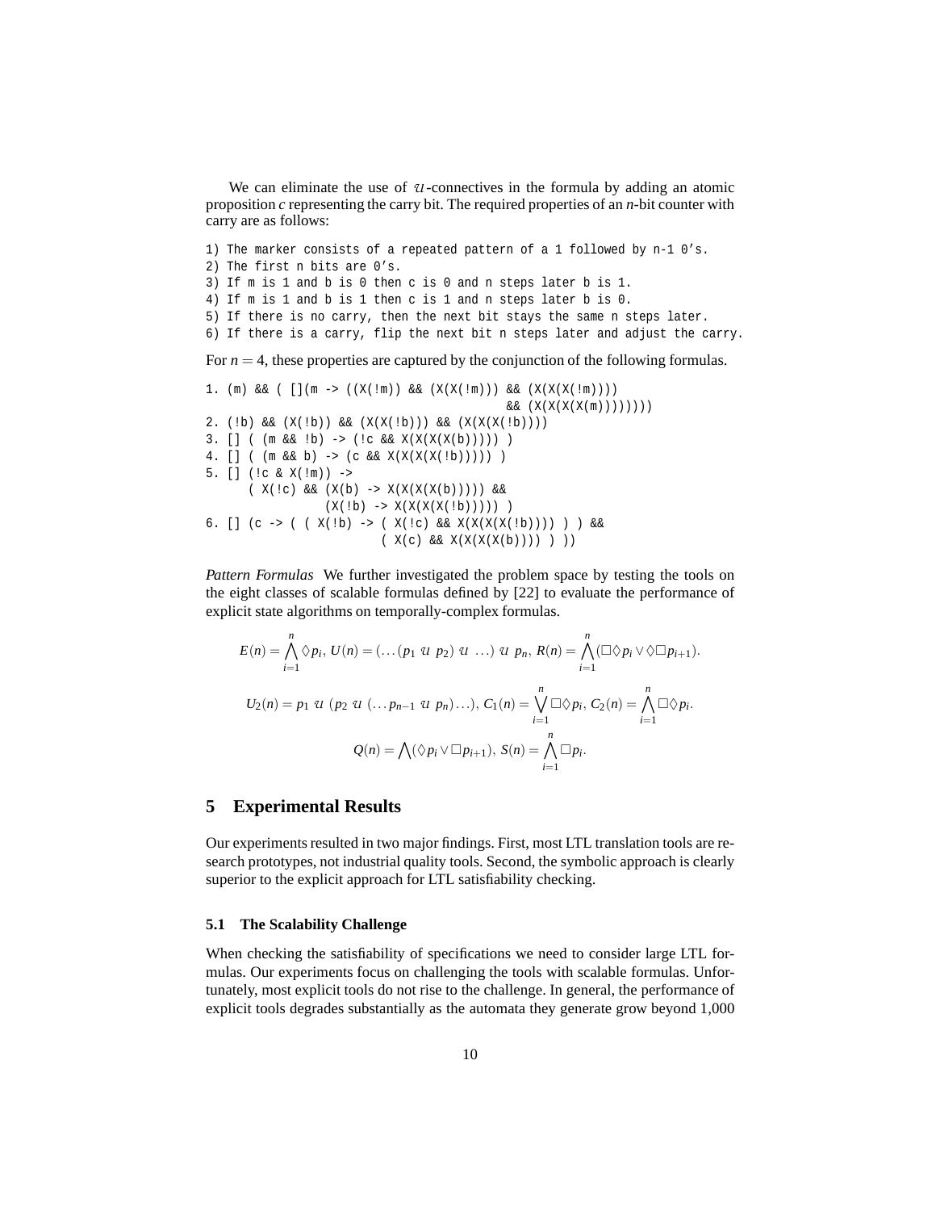We can eliminate the use of $\mathcal{U}$-connectives in the formula by adding an atomic proposition $c$ representing the carry bit. The required properties of an $n$-bit counter with carry are as follows:

```
1) The marker consists of a repeated pattern of a 1 followed by n-1 0's.
2) The first n bits are 0's.
3) If m is 1 and b is 0 then c is 0 and n steps later b is 1.
4) If m is 1 and b is 1 then c is 1 and n steps later b is 0.
5) If there is no carry, then the next bit stays the same n steps later.
6) If there is a carry, flip the next bit n steps later and adjust the carry.
```

For $n = 4$, these properties are captured by the conjunction of the following formulas.

```
1. (m) && ( [](m -> ((X(!m)) && (X(X(!m))) && (X(X(X(!m))))
                                              && (X(X(X(X(m))))))))
2. (!b) && (X(!b)) && (X(X(!b))) && (X(X(X(!b))))
3. [] ( (m && !b) -> (!c && X(X(X(X(b))))) )
4. [] ( (m && b) -> (c && X(X(X(X(!b))))) )
5. [] (!c & X(!m)) ->
      ( X(!c) && (X(b) -> X(X(X(X(b))))) &&
               (X(!b) -> X(X(X(X(!b))))) )
6. [] (c -> ( ( X(!b) -> ( X(!c) && X(X(X(X(!b)))) ) ) &&
                        ( X(c) && X(X(X(X(b)))) ) ))
```

*Pattern Formulas* We further investigated the problem space by testing the tools on the eight classes of scalable formulas defined by [22] to evaluate the performance of explicit state algorithms on temporally-complex formulas.

$$E(n) = \bigwedge_{i=1}^{n} \Diamond p_i,\; U(n) = (\ldots(p_1 \;\mathcal{U}\; p_2) \;\mathcal{U}\; \ldots) \;\mathcal{U}\; p_n,\; R(n) = \bigwedge_{i=1}^{n} (\Box\Diamond p_i \vee \Diamond\Box p_{i+1}).$$

$$U_2(n) = p_1 \;\mathcal{U}\; (p_2 \;\mathcal{U}\; (\ldots p_{n-1} \;\mathcal{U}\; p_n)\ldots),\; C_1(n) = \bigvee_{i=1}^{n} \Box\Diamond p_i,\; C_2(n) = \bigwedge_{i=1}^{n} \Box\Diamond p_i.$$

$$Q(n) = \bigwedge (\Diamond p_i \vee \Box p_{i+1}),\; S(n) = \bigwedge_{i=1}^{n} \Box p_i.$$

## 5 Experimental Results

Our experiments resulted in two major findings. First, most LTL translation tools are research prototypes, not industrial quality tools. Second, the symbolic approach is clearly superior to the explicit approach for LTL satisfiability checking.

### 5.1 The Scalability Challenge

When checking the satisfiability of specifications we need to consider large LTL formulas. Our experiments focus on challenging the tools with scalable formulas. Unfortunately, most explicit tools do not rise to the challenge. In general, the performance of explicit tools degrades substantially as the automata they generate grow beyond 1,000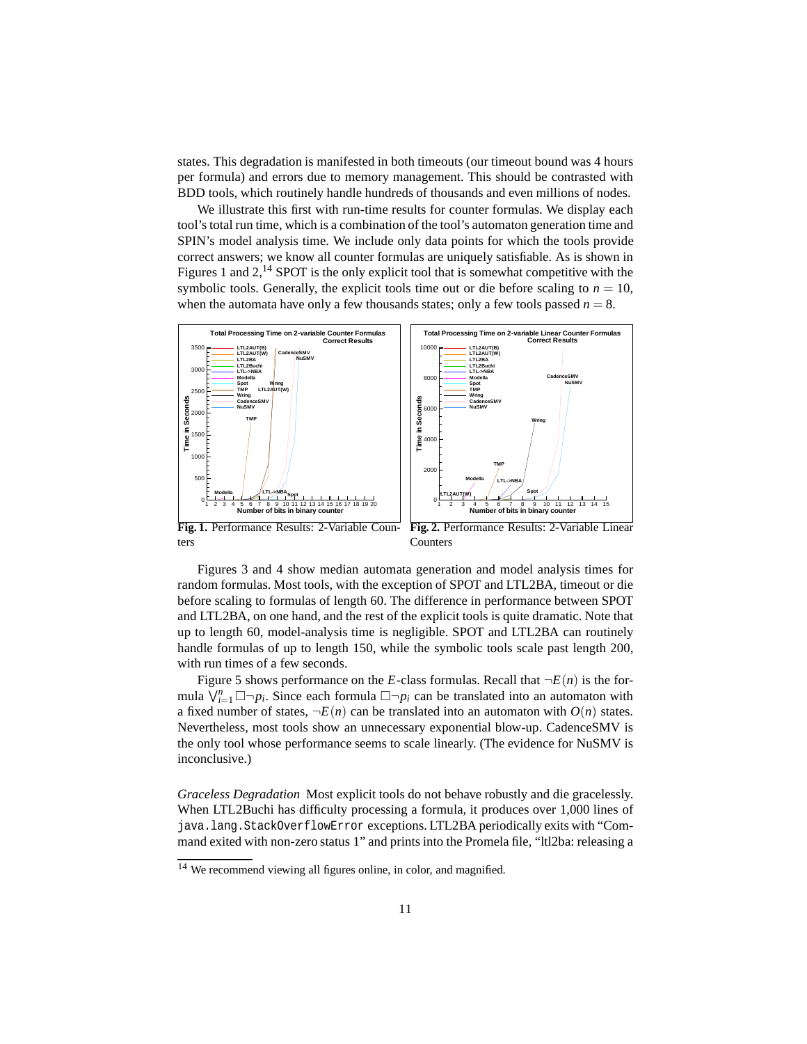states. This degradation is manifested in both timeouts (our timeout bound was 4 hours per formula) and errors due to memory management. This should be contrasted with BDD tools, which routinely handle hundreds of thousands and even millions of nodes.

We illustrate this first with run-time results for counter formulas. We display each tool's total run time, which is a combination of the tool's automaton generation time and SPIN's model analysis time. We include only data points for which the tools provide correct answers; we know all counter formulas are uniquely satisfiable. As is shown in Figures 1 and 2,[14] SPOT is the only explicit tool that is somewhat competitive with the symbolic tools. Generally, the explicit tools time out or die before scaling to $n = 10$, when the automata have only a few thousands states; only a few tools passed $n = 8$.

**Fig. 1.** Performance Results: 2-Variable Counters

**Fig. 2.** Performance Results: 2-Variable Linear Counters

Figures 3 and 4 show median automata generation and model analysis times for random formulas. Most tools, with the exception of SPOT and LTL2BA, timeout or die before scaling to formulas of length 60. The difference in performance between SPOT and LTL2BA, on one hand, and the rest of the explicit tools is quite dramatic. Note that up to length 60, model-analysis time is negligible. SPOT and LTL2BA can routinely handle formulas of up to length 150, while the symbolic tools scale past length 200, with run times of a few seconds.

Figure 5 shows performance on the *E*-class formulas. Recall that $\neg E(n)$ is the formula $\bigvee_{i=1}^{n} \Box \neg p_i$. Since each formula $\Box \neg p_i$ can be translated into an automaton with a fixed number of states, $\neg E(n)$ can be translated into an automaton with $O(n)$ states. Nevertheless, most tools show an unnecessary exponential blow-up. CadenceSMV is the only tool whose performance seems to scale linearly. (The evidence for NuSMV is inconclusive.)

*Graceless Degradation* Most explicit tools do not behave robustly and die gracelessly. When LTL2Buchi has difficulty processing a formula, it produces over 1,000 lines of `java.lang.StackOverflowError` exceptions. LTL2BA periodically exits with "Command exited with non-zero status 1" and prints into the Promela file, "ltl2ba: releasing a

[14] We recommend viewing all figures online, in color, and magnified.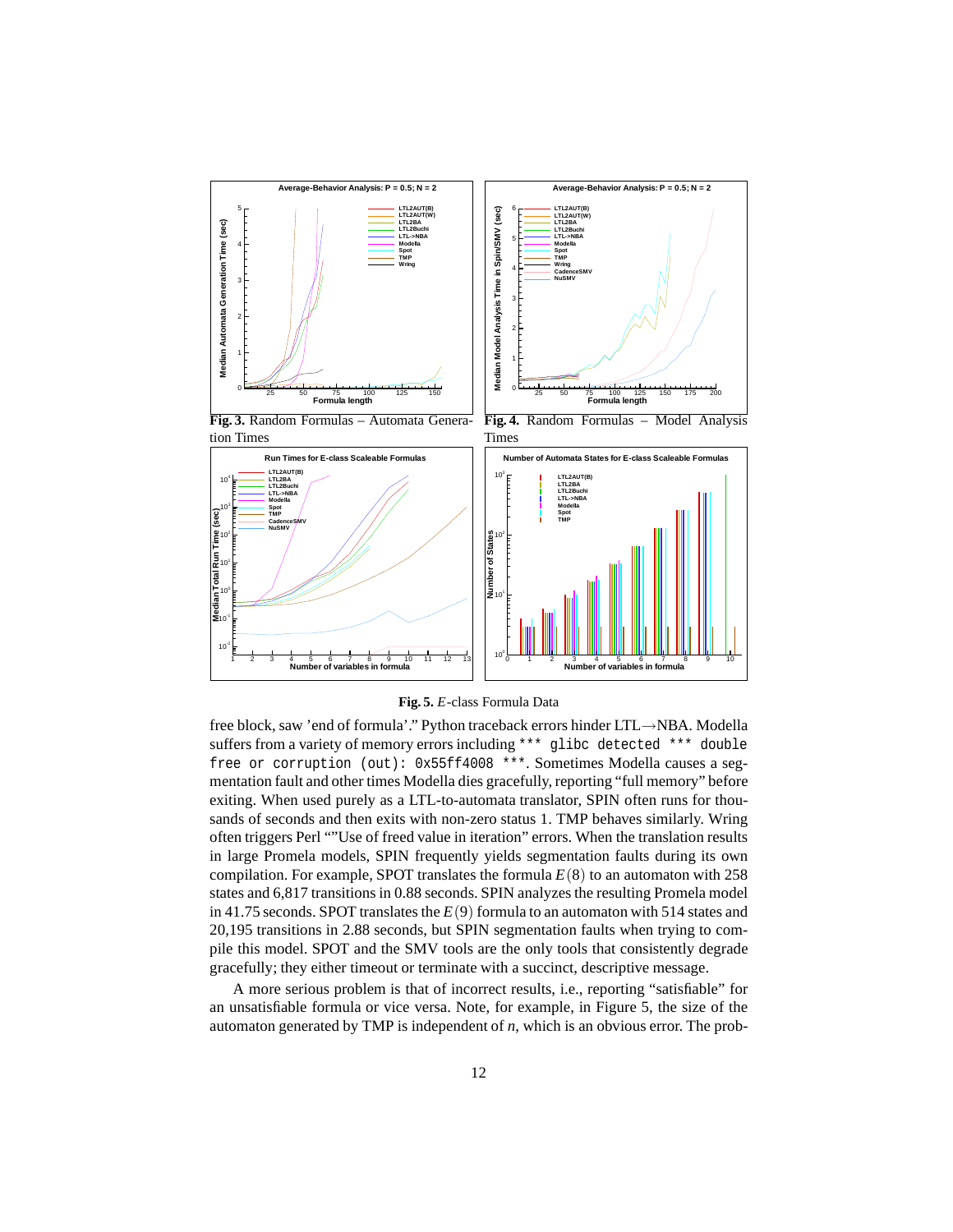**Fig. 3.** Random Formulas – Automata Generation Times

**Fig. 4.** Random Formulas – Model Analysis Times

**Fig. 5.** *E*-class Formula Data

free block, saw 'end of formula'." Python traceback errors hinder LTL→NBA. Modella suffers from a variety of memory errors including `*** glibc detected *** double free or corruption (out): 0x55ff4008 ***`. Sometimes Modella causes a segmentation fault and other times Modella dies gracefully, reporting "full memory" before exiting. When used purely as a LTL-to-automata translator, SPIN often runs for thousands of seconds and then exits with non-zero status 1. TMP behaves similarly. Wring often triggers Perl ""Use of freed value in iteration" errors. When the translation results in large Promela models, SPIN frequently yields segmentation faults during its own compilation. For example, SPOT translates the formula $E(8)$ to an automaton with 258 states and 6,817 transitions in 0.88 seconds. SPIN analyzes the resulting Promela model in 41.75 seconds. SPOT translates the $E(9)$ formula to an automaton with 514 states and 20,195 transitions in 2.88 seconds, but SPIN segmentation faults when trying to compile this model. SPOT and the SMV tools are the only tools that consistently degrade gracefully; they either timeout or terminate with a succinct, descriptive message.

A more serious problem is that of incorrect results, i.e., reporting "satisfiable" for an unsatisfiable formula or vice versa. Note, for example, in Figure 5, the size of the automaton generated by TMP is independent of $n$, which is an obvious error. The prob-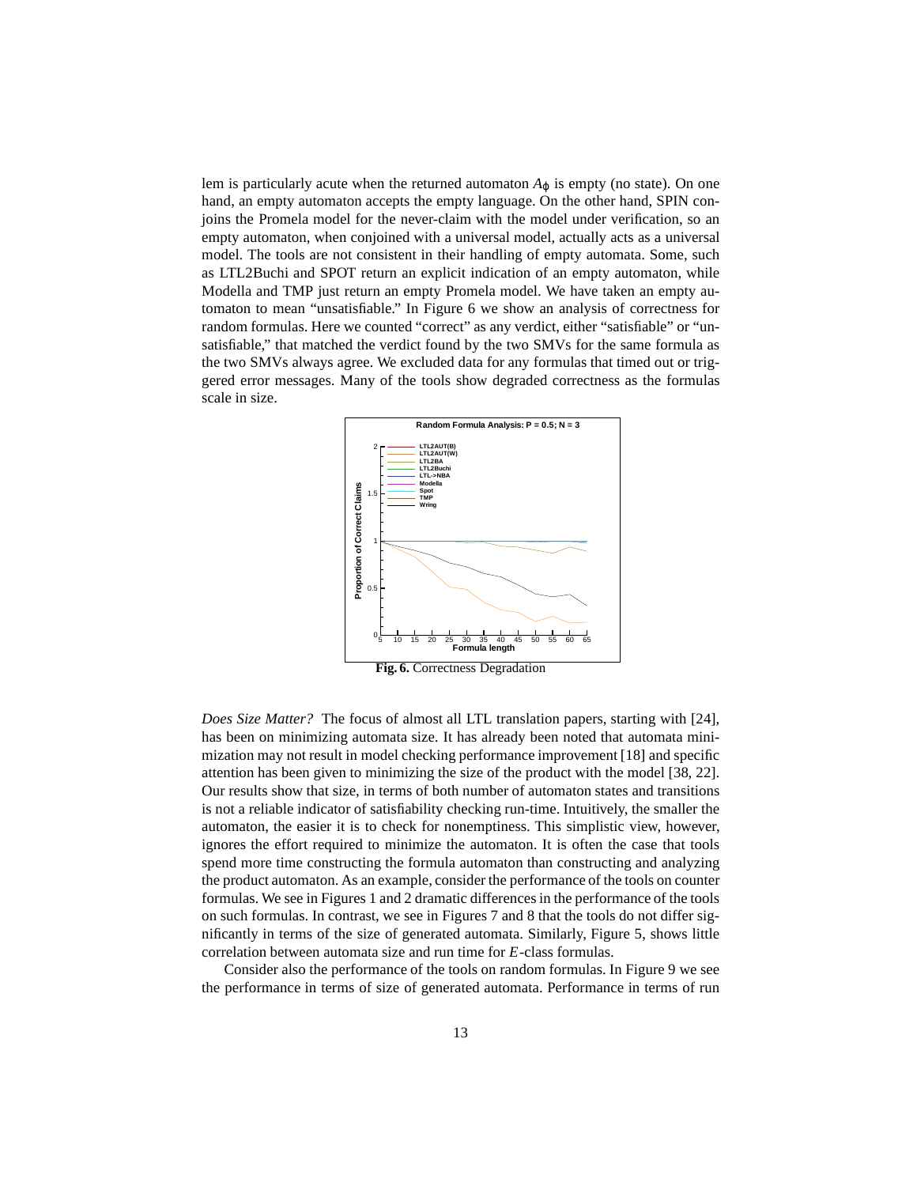lem is particularly acute when the returned automaton $A_\varphi$ is empty (no state). On one hand, an empty automaton accepts the empty language. On the other hand, SPIN conjoins the Promela model for the never-claim with the model under verification, so an empty automaton, when conjoined with a universal model, actually acts as a universal model. The tools are not consistent in their handling of empty automata. Some, such as LTL2Buchi and SPOT return an explicit indication of an empty automaton, while Modella and TMP just return an empty Promela model. We have taken an empty automaton to mean "unsatisfiable." In Figure 6 we show an analysis of correctness for random formulas. Here we counted "correct" as any verdict, either "satisfiable" or "unsatisfiable," that matched the verdict found by the two SMVs for the same formula as the two SMVs always agree. We excluded data for any formulas that timed out or triggered error messages. Many of the tools show degraded correctness as the formulas scale in size.

**Fig. 6.** Correctness Degradation

*Does Size Matter?* The focus of almost all LTL translation papers, starting with [24], has been on minimizing automata size. It has already been noted that automata minimization may not result in model checking performance improvement [18] and specific attention has been given to minimizing the size of the product with the model [38, 22]. Our results show that size, in terms of both number of automaton states and transitions is not a reliable indicator of satisfiability checking run-time. Intuitively, the smaller the automaton, the easier it is to check for nonemptiness. This simplistic view, however, ignores the effort required to minimize the automaton. It is often the case that tools spend more time constructing the formula automaton than constructing and analyzing the product automaton. As an example, consider the performance of the tools on counter formulas. We see in Figures 1 and 2 dramatic differences in the performance of the tools on such formulas. In contrast, we see in Figures 7 and 8 that the tools do not differ significantly in terms of the size of generated automata. Similarly, Figure 5, shows little correlation between automata size and run time for $E$-class formulas.

Consider also the performance of the tools on random formulas. In Figure 9 we see the performance in terms of size of generated automata. Performance in terms of run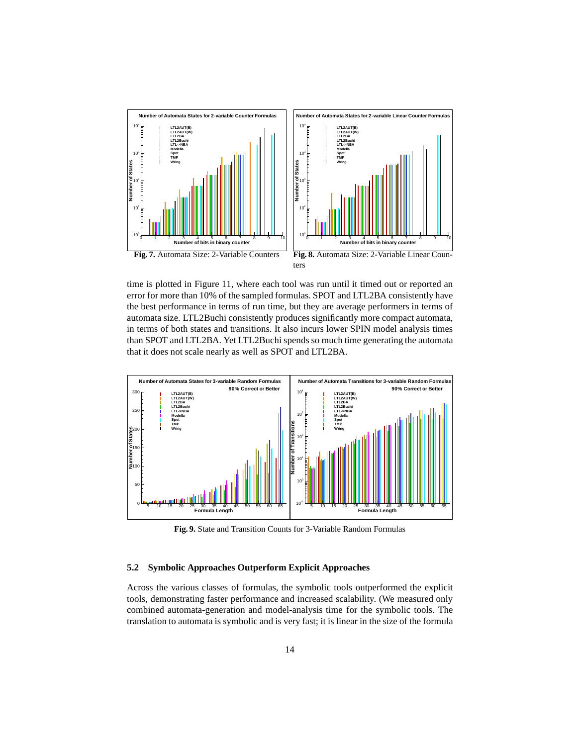**Fig. 7.** Automata Size: 2-Variable Counters

**Fig. 8.** Automata Size: 2-Variable Linear Counters

time is plotted in Figure 11, where each tool was run until it timed out or reported an error for more than 10% of the sampled formulas. SPOT and LTL2BA consistently have the best performance in terms of run time, but they are average performers in terms of automata size. LTL2Buchi consistently produces significantly more compact automata, in terms of both states and transitions. It also incurs lower SPIN model analysis times than SPOT and LTL2BA. Yet LTL2Buchi spends so much time generating the automata that it does not scale nearly as well as SPOT and LTL2BA.

**Fig. 9.** State and Transition Counts for 3-Variable Random Formulas

### 5.2 Symbolic Approaches Outperform Explicit Approaches

Across the various classes of formulas, the symbolic tools outperformed the explicit tools, demonstrating faster performance and increased scalability. (We measured only combined automata-generation and model-analysis time for the symbolic tools. The translation to automata is symbolic and is very fast; it is linear in the size of the formula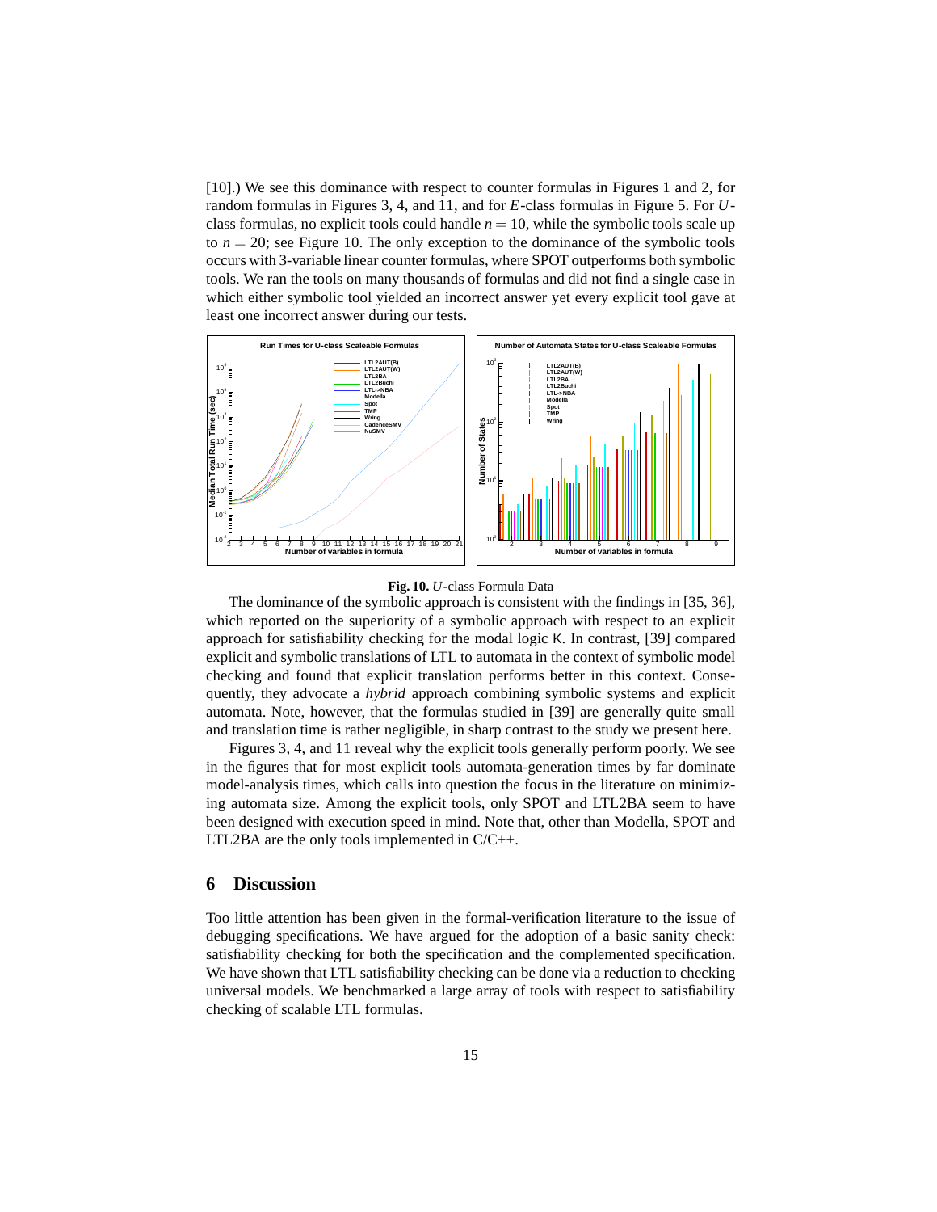[10].) We see this dominance with respect to counter formulas in Figures 1 and 2, for random formulas in Figures 3, 4, and 11, and for $E$-class formulas in Figure 5. For $U$-class formulas, no explicit tools could handle $n = 10$, while the symbolic tools scale up to $n = 20$; see Figure 10. The only exception to the dominance of the symbolic tools occurs with 3-variable linear counter formulas, where SPOT outperforms both symbolic tools. We ran the tools on many thousands of formulas and did not find a single case in which either symbolic tool yielded an incorrect answer yet every explicit tool gave at least one incorrect answer during our tests.

**Fig. 10.** $U$-class Formula Data

The dominance of the symbolic approach is consistent with the findings in [35, 36], which reported on the superiority of a symbolic approach with respect to an explicit approach for satisfiability checking for the modal logic K. In contrast, [39] compared explicit and symbolic translations of LTL to automata in the context of symbolic model checking and found that explicit translation performs better in this context. Consequently, they advocate a *hybrid* approach combining symbolic systems and explicit automata. Note, however, that the formulas studied in [39] are generally quite small and translation time is rather negligible, in sharp contrast to the study we present here.

Figures 3, 4, and 11 reveal why the explicit tools generally perform poorly. We see in the figures that for most explicit tools automata-generation times by far dominate model-analysis times, which calls into question the focus in the literature on minimizing automata size. Among the explicit tools, only SPOT and LTL2BA seem to have been designed with execution speed in mind. Note that, other than Modella, SPOT and LTL2BA are the only tools implemented in C/C++.

## 6 Discussion

Too little attention has been given in the formal-verification literature to the issue of debugging specifications. We have argued for the adoption of a basic sanity check: satisfiability checking for both the specification and the complemented specification. We have shown that LTL satisfiability checking can be done via a reduction to checking universal models. We benchmarked a large array of tools with respect to satisfiability checking of scalable LTL formulas.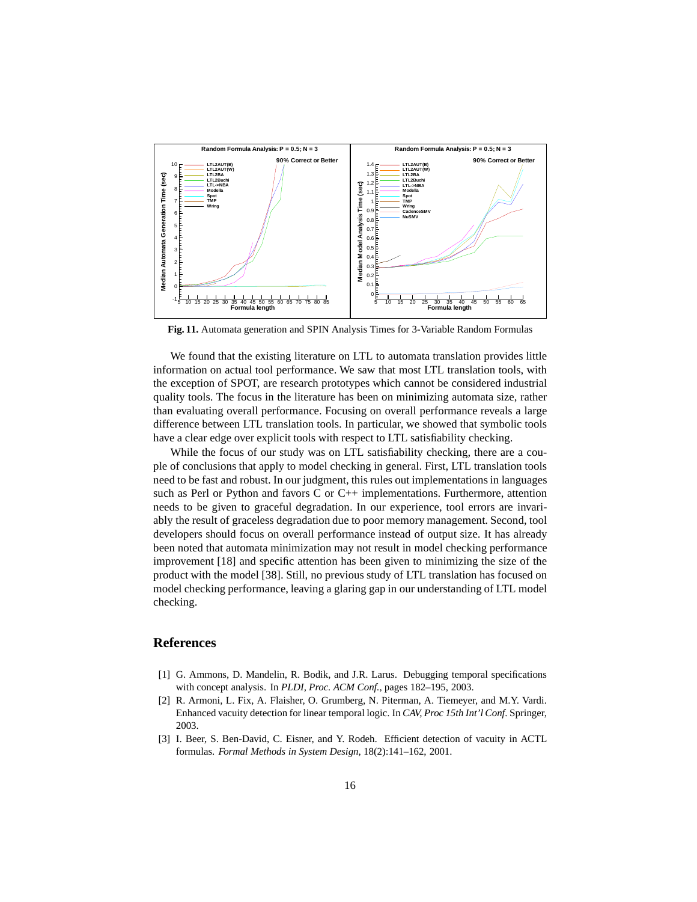Random Formula Analysis: P = 0.5; N = 3

90% Correct or Better

LTL2AUT(B)
LTL2AUT(W)
LTL2BA
LTL2Buchi
LTL->NBA
Modella
Spot
TMP
Wring

Median Automata Generation Time (sec)

Formula length

Random Formula Analysis: P = 0.5; N = 3

90% Correct or Better

LTL2AUT(B)
LTL2AUT(W)
LTL2BA
LTL2Buchi
LTL->NBA
Modella
Spot
TMP
Wring
CadenceSMV
NuSMV

Median Model Analysis Time (sec)

Formula length

**Fig. 11.** Automata generation and SPIN Analysis Times for 3-Variable Random Formulas

We found that the existing literature on LTL to automata translation provides little information on actual tool performance. We saw that most LTL translation tools, with the exception of SPOT, are research prototypes which cannot be considered industrial quality tools. The focus in the literature has been on minimizing automata size, rather than evaluating overall performance. Focusing on overall performance reveals a large difference between LTL translation tools. In particular, we showed that symbolic tools have a clear edge over explicit tools with respect to LTL satisfiability checking.

While the focus of our study was on LTL satisfiability checking, there are a couple of conclusions that apply to model checking in general. First, LTL translation tools need to be fast and robust. In our judgment, this rules out implementations in languages such as Perl or Python and favors C or C++ implementations. Furthermore, attention needs to be given to graceful degradation. In our experience, tool errors are invariably the result of graceless degradation due to poor memory management. Second, tool developers should focus on overall performance instead of output size. It has already been noted that automata minimization may not result in model checking performance improvement [18] and specific attention has been given to minimizing the size of the product with the model [38]. Still, no previous study of LTL translation has focused on model checking performance, leaving a glaring gap in our understanding of LTL model checking.

## References

1. G. Ammons, D. Mandelin, R. Bodik, and J.R. Larus. Debugging temporal specifications with concept analysis. In *PLDI, Proc. ACM Conf.*, pages 182–195, 2003.
2. R. Armoni, L. Fix, A. Flaisher, O. Grumberg, N. Piterman, A. Tiemeyer, and M.Y. Vardi. Enhanced vacuity detection for linear temporal logic. In *CAV, Proc 15th Int'l Conf*. Springer, 2003.
3. I. Beer, S. Ben-David, C. Eisner, and Y. Rodeh. Efficient detection of vacuity in ACTL formulas. *Formal Methods in System Design*, 18(2):141–162, 2001.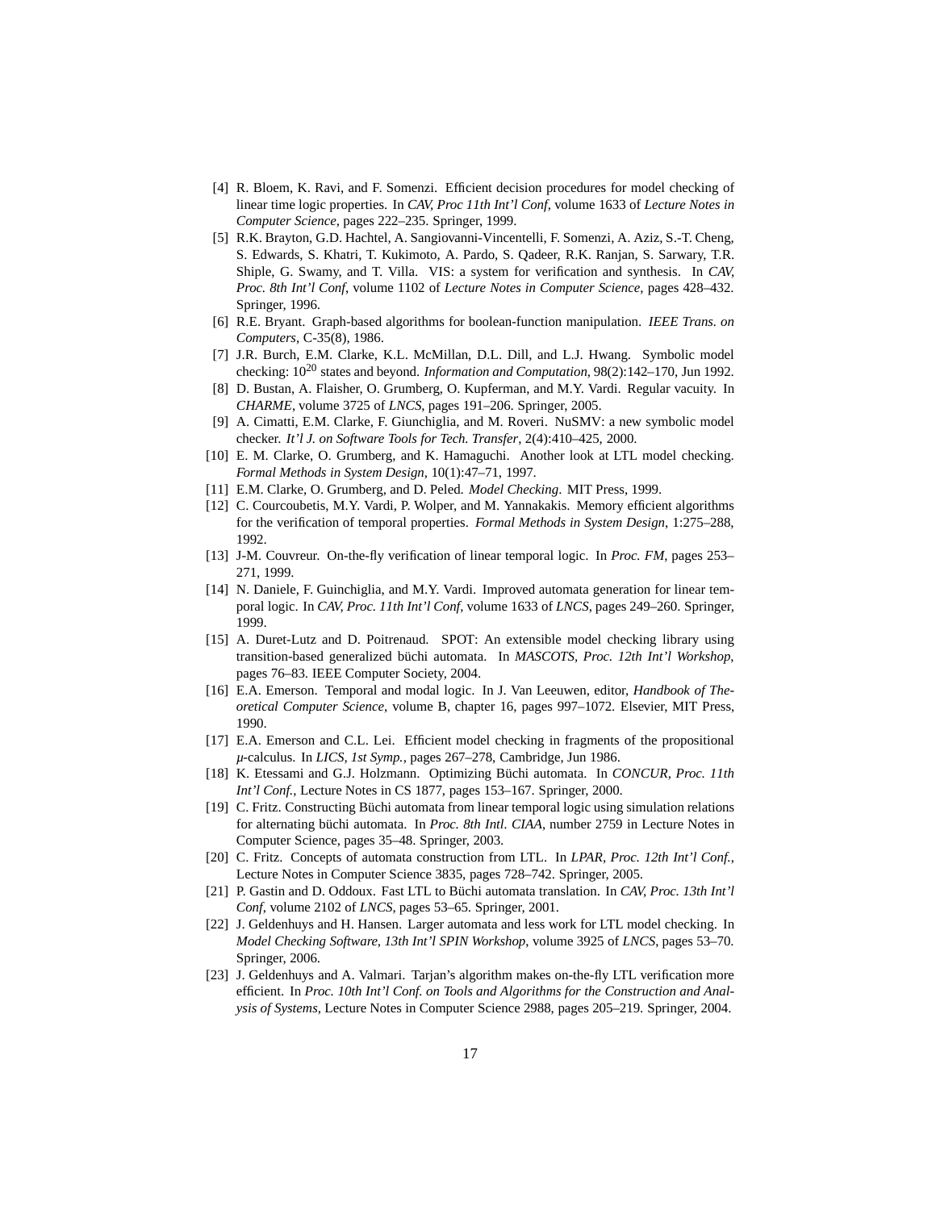[4] R. Bloem, K. Ravi, and F. Somenzi. Efficient decision procedures for model checking of linear time logic properties. In *CAV, Proc 11th Int'l Conf*, volume 1633 of *Lecture Notes in Computer Science*, pages 222–235. Springer, 1999.

[5] R.K. Brayton, G.D. Hachtel, A. Sangiovanni-Vincentelli, F. Somenzi, A. Aziz, S.-T. Cheng, S. Edwards, S. Khatri, T. Kukimoto, A. Pardo, S. Qadeer, R.K. Ranjan, S. Sarwary, T.R. Shiple, G. Swamy, and T. Villa. VIS: a system for verification and synthesis. In *CAV, Proc. 8th Int'l Conf*, volume 1102 of *Lecture Notes in Computer Science*, pages 428–432. Springer, 1996.

[6] R.E. Bryant. Graph-based algorithms for boolean-function manipulation. *IEEE Trans. on Computers*, C-35(8), 1986.

[7] J.R. Burch, E.M. Clarke, K.L. McMillan, D.L. Dill, and L.J. Hwang. Symbolic model checking: $10^{20}$ states and beyond. *Information and Computation*, 98(2):142–170, Jun 1992.

[8] D. Bustan, A. Flaisher, O. Grumberg, O. Kupferman, and M.Y. Vardi. Regular vacuity. In *CHARME*, volume 3725 of *LNCS*, pages 191–206. Springer, 2005.

[9] A. Cimatti, E.M. Clarke, F. Giunchiglia, and M. Roveri. NuSMV: a new symbolic model checker. *It'l J. on Software Tools for Tech. Transfer*, 2(4):410–425, 2000.

[10] E. M. Clarke, O. Grumberg, and K. Hamaguchi. Another look at LTL model checking. *Formal Methods in System Design*, 10(1):47–71, 1997.

[11] E.M. Clarke, O. Grumberg, and D. Peled. *Model Checking*. MIT Press, 1999.

[12] C. Courcoubetis, M.Y. Vardi, P. Wolper, and M. Yannakakis. Memory efficient algorithms for the verification of temporal properties. *Formal Methods in System Design*, 1:275–288, 1992.

[13] J-M. Couvreur. On-the-fly verification of linear temporal logic. In *Proc. FM*, pages 253–271, 1999.

[14] N. Daniele, F. Guinchiglia, and M.Y. Vardi. Improved automata generation for linear temporal logic. In *CAV, Proc. 11th Int'l Conf*, volume 1633 of *LNCS*, pages 249–260. Springer, 1999.

[15] A. Duret-Lutz and D. Poitrenaud. SPOT: An extensible model checking library using transition-based generalized büchi automata. In *MASCOTS, Proc. 12th Int'l Workshop*, pages 76–83. IEEE Computer Society, 2004.

[16] E.A. Emerson. Temporal and modal logic. In J. Van Leeuwen, editor, *Handbook of Theoretical Computer Science*, volume B, chapter 16, pages 997–1072. Elsevier, MIT Press, 1990.

[17] E.A. Emerson and C.L. Lei. Efficient model checking in fragments of the propositional $\mu$-calculus. In *LICS, 1st Symp.*, pages 267–278, Cambridge, Jun 1986.

[18] K. Etessami and G.J. Holzmann. Optimizing Büchi automata. In *CONCUR, Proc. 11th Int'l Conf.*, Lecture Notes in CS 1877, pages 153–167. Springer, 2000.

[19] C. Fritz. Constructing Büchi automata from linear temporal logic using simulation relations for alternating büchi automata. In *Proc. 8th Intl. CIAA*, number 2759 in Lecture Notes in Computer Science, pages 35–48. Springer, 2003.

[20] C. Fritz. Concepts of automata construction from LTL. In *LPAR, Proc. 12th Int'l Conf.*, Lecture Notes in Computer Science 3835, pages 728–742. Springer, 2005.

[21] P. Gastin and D. Oddoux. Fast LTL to Büchi automata translation. In *CAV, Proc. 13th Int'l Conf*, volume 2102 of *LNCS*, pages 53–65. Springer, 2001.

[22] J. Geldenhuys and H. Hansen. Larger automata and less work for LTL model checking. In *Model Checking Software, 13th Int'l SPIN Workshop*, volume 3925 of *LNCS*, pages 53–70. Springer, 2006.

[23] J. Geldenhuys and A. Valmari. Tarjan's algorithm makes on-the-fly LTL verification more efficient. In *Proc. 10th Int'l Conf. on Tools and Algorithms for the Construction and Analysis of Systems*, Lecture Notes in Computer Science 2988, pages 205–219. Springer, 2004.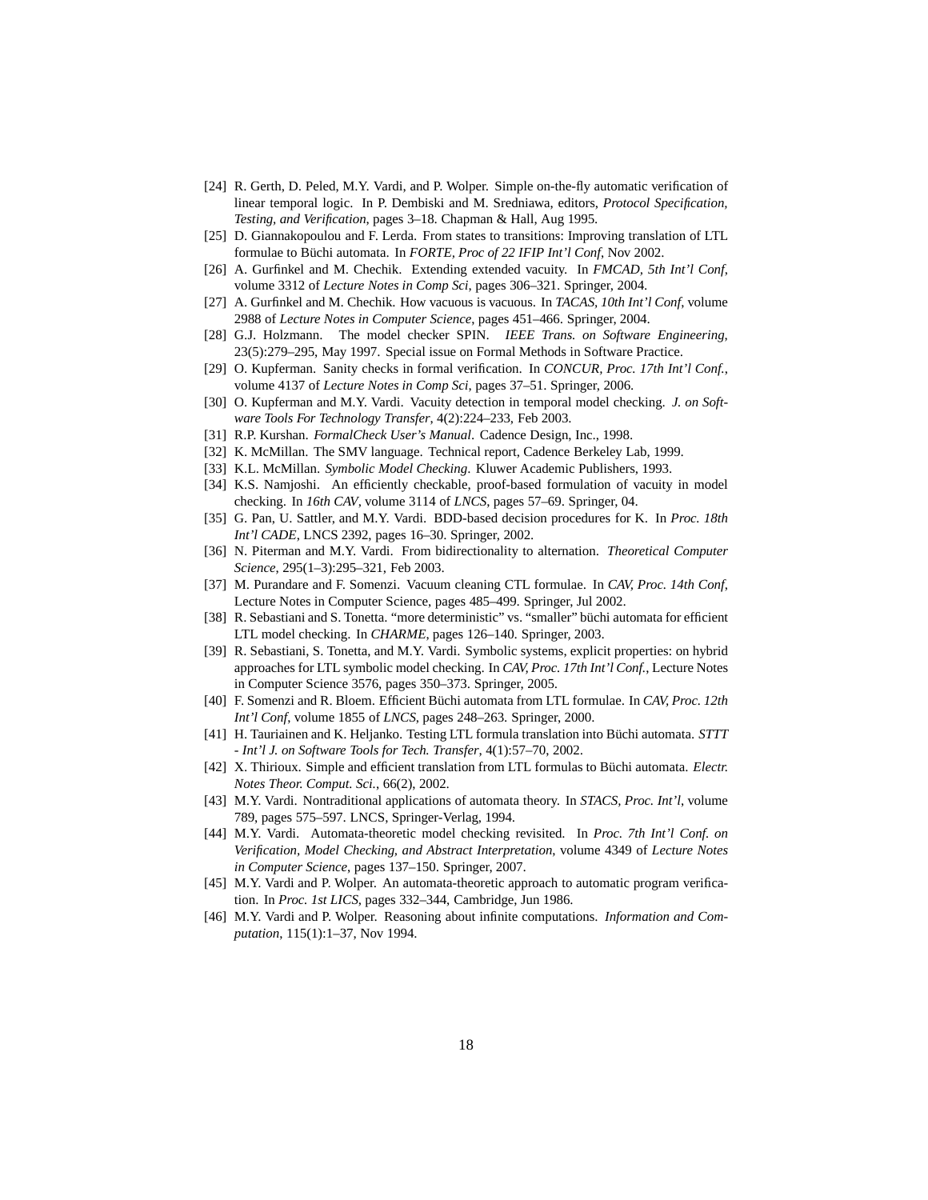- [24] R. Gerth, D. Peled, M.Y. Vardi, and P. Wolper. Simple on-the-fly automatic verification of linear temporal logic. In P. Dembiski and M. Sredniawa, editors, *Protocol Specification, Testing, and Verification*, pages 3–18. Chapman & Hall, Aug 1995.
- [25] D. Giannakopoulou and F. Lerda. From states to transitions: Improving translation of LTL formulae to Büchi automata. In *FORTE, Proc of 22 IFIP Int'l Conf*, Nov 2002.
- [26] A. Gurfinkel and M. Chechik. Extending extended vacuity. In *FMCAD, 5th Int'l Conf*, volume 3312 of *Lecture Notes in Comp Sci*, pages 306–321. Springer, 2004.
- [27] A. Gurfinkel and M. Chechik. How vacuous is vacuous. In *TACAS, 10th Int'l Conf*, volume 2988 of *Lecture Notes in Computer Science*, pages 451–466. Springer, 2004.
- [28] G.J. Holzmann. The model checker SPIN. *IEEE Trans. on Software Engineering*, 23(5):279–295, May 1997. Special issue on Formal Methods in Software Practice.
- [29] O. Kupferman. Sanity checks in formal verification. In *CONCUR, Proc. 17th Int'l Conf.*, volume 4137 of *Lecture Notes in Comp Sci*, pages 37–51. Springer, 2006.
- [30] O. Kupferman and M.Y. Vardi. Vacuity detection in temporal model checking. *J. on Software Tools For Technology Transfer*, 4(2):224–233, Feb 2003.
- [31] R.P. Kurshan. *FormalCheck User's Manual*. Cadence Design, Inc., 1998.
- [32] K. McMillan. The SMV language. Technical report, Cadence Berkeley Lab, 1999.
- [33] K.L. McMillan. *Symbolic Model Checking*. Kluwer Academic Publishers, 1993.
- [34] K.S. Namjoshi. An efficiently checkable, proof-based formulation of vacuity in model checking. In *16th CAV*, volume 3114 of *LNCS*, pages 57–69. Springer, 04.
- [35] G. Pan, U. Sattler, and M.Y. Vardi. BDD-based decision procedures for K. In *Proc. 18th Int'l CADE*, LNCS 2392, pages 16–30. Springer, 2002.
- [36] N. Piterman and M.Y. Vardi. From bidirectionality to alternation. *Theoretical Computer Science*, 295(1–3):295–321, Feb 2003.
- [37] M. Purandare and F. Somenzi. Vacuum cleaning CTL formulae. In *CAV, Proc. 14th Conf*, Lecture Notes in Computer Science, pages 485–499. Springer, Jul 2002.
- [38] R. Sebastiani and S. Tonetta. "more deterministic" vs. "smaller" büchi automata for efficient LTL model checking. In *CHARME*, pages 126–140. Springer, 2003.
- [39] R. Sebastiani, S. Tonetta, and M.Y. Vardi. Symbolic systems, explicit properties: on hybrid approaches for LTL symbolic model checking. In *CAV, Proc. 17th Int'l Conf.*, Lecture Notes in Computer Science 3576, pages 350–373. Springer, 2005.
- [40] F. Somenzi and R. Bloem. Efficient Büchi automata from LTL formulae. In *CAV, Proc. 12th Int'l Conf*, volume 1855 of *LNCS*, pages 248–263. Springer, 2000.
- [41] H. Tauriainen and K. Heljanko. Testing LTL formula translation into Büchi automata. *STTT - Int'l J. on Software Tools for Tech. Transfer*, 4(1):57–70, 2002.
- [42] X. Thirioux. Simple and efficient translation from LTL formulas to Büchi automata. *Electr. Notes Theor. Comput. Sci.*, 66(2), 2002.
- [43] M.Y. Vardi. Nontraditional applications of automata theory. In *STACS, Proc. Int'l*, volume 789, pages 575–597. LNCS, Springer-Verlag, 1994.
- [44] M.Y. Vardi. Automata-theoretic model checking revisited. In *Proc. 7th Int'l Conf. on Verification, Model Checking, and Abstract Interpretation*, volume 4349 of *Lecture Notes in Computer Science*, pages 137–150. Springer, 2007.
- [45] M.Y. Vardi and P. Wolper. An automata-theoretic approach to automatic program verification. In *Proc. 1st LICS*, pages 332–344, Cambridge, Jun 1986.
- [46] M.Y. Vardi and P. Wolper. Reasoning about infinite computations. *Information and Computation*, 115(1):1–37, Nov 1994.